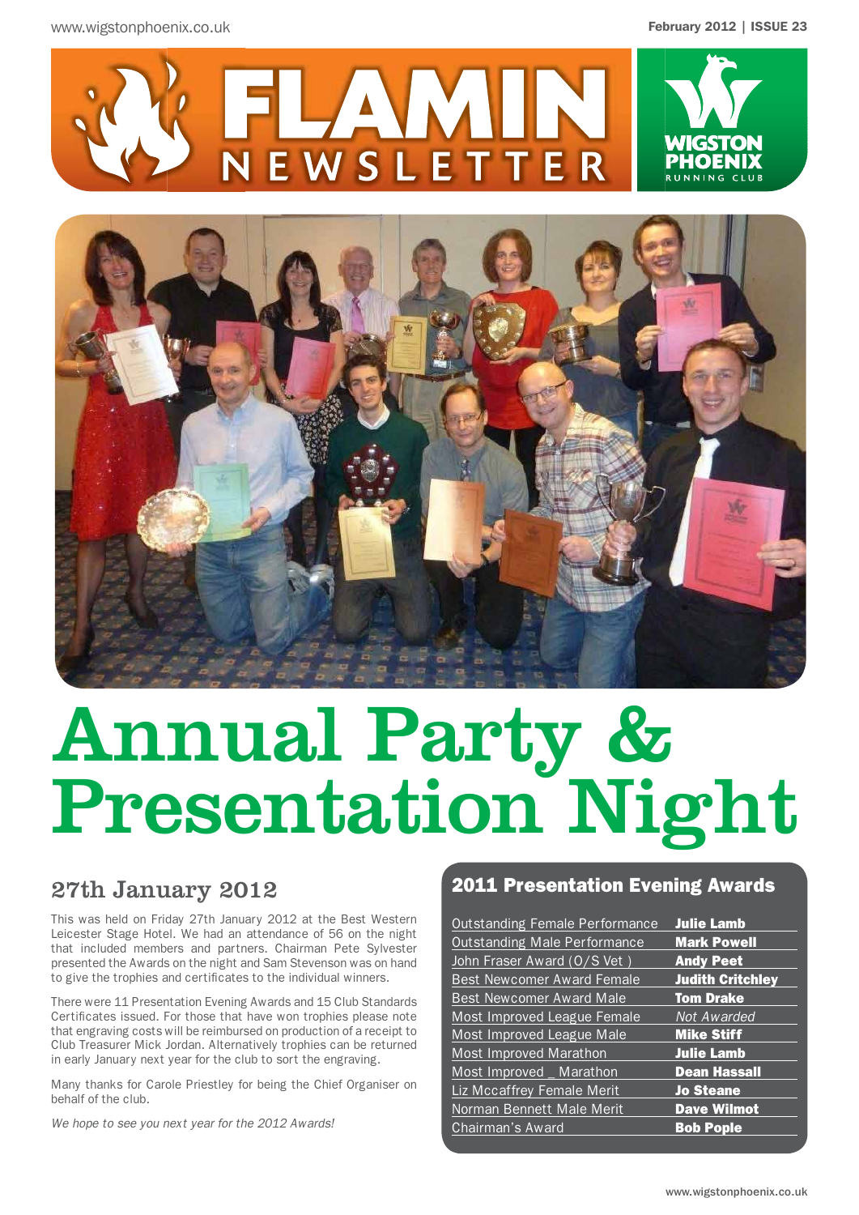# FLAMIN NEWSLETTER

WIGSTON PHOENIX RUNNING CLUB

# Annual Party & Presentation Night

## 27th January 2012

This was held on Friday 27th January 2012 at the Best Western Leicester Stage Hotel. We had an attendance of 56 on the night that included members and partners. Chairman Pete Sylvester presented the Awards on the night and Sam Stevenson was on hand to give the trophies and certificates to the individual winners.

There were 11 Presentation Evening Awards and 15 Club Standards Certificates issued. For those that have won trophies please note that engraving costs will be reimbursed on production of a receipt to Club Treasurer Mick Jordan. Alternatively trophies can be returned in early January next year for the club to sort the engraving.

Many thanks for Carole Priestley for being the Chief Organiser on behalf of the club.

*We hope to see you next year for the 2012 Awards!*

## 2011 Presentation Evening Awards

| Award | Winner |
|---|---|
| Outstanding Female Performance | **Julie Lamb** |
| Outstanding Male Performance | **Mark Powell** |
| John Fraser Award (O/S Vet ) | **Andy Peet** |
| Best Newcomer Award Female | **Judith Critchley** |
| Best Newcomer Award Male | **Tom Drake** |
| Most Improved League Female | *Not Awarded* |
| Most Improved League Male | **Mike Stiff** |
| Most Improved Marathon | **Julie Lamb** |
| Most Improved _ Marathon | **Dean Hassall** |
| Liz Mccaffrey Female Merit | **Jo Steane** |
| Norman Bennett Male Merit | **Dave Wilmot** |
| Chairman's Award | **Bob Pople** |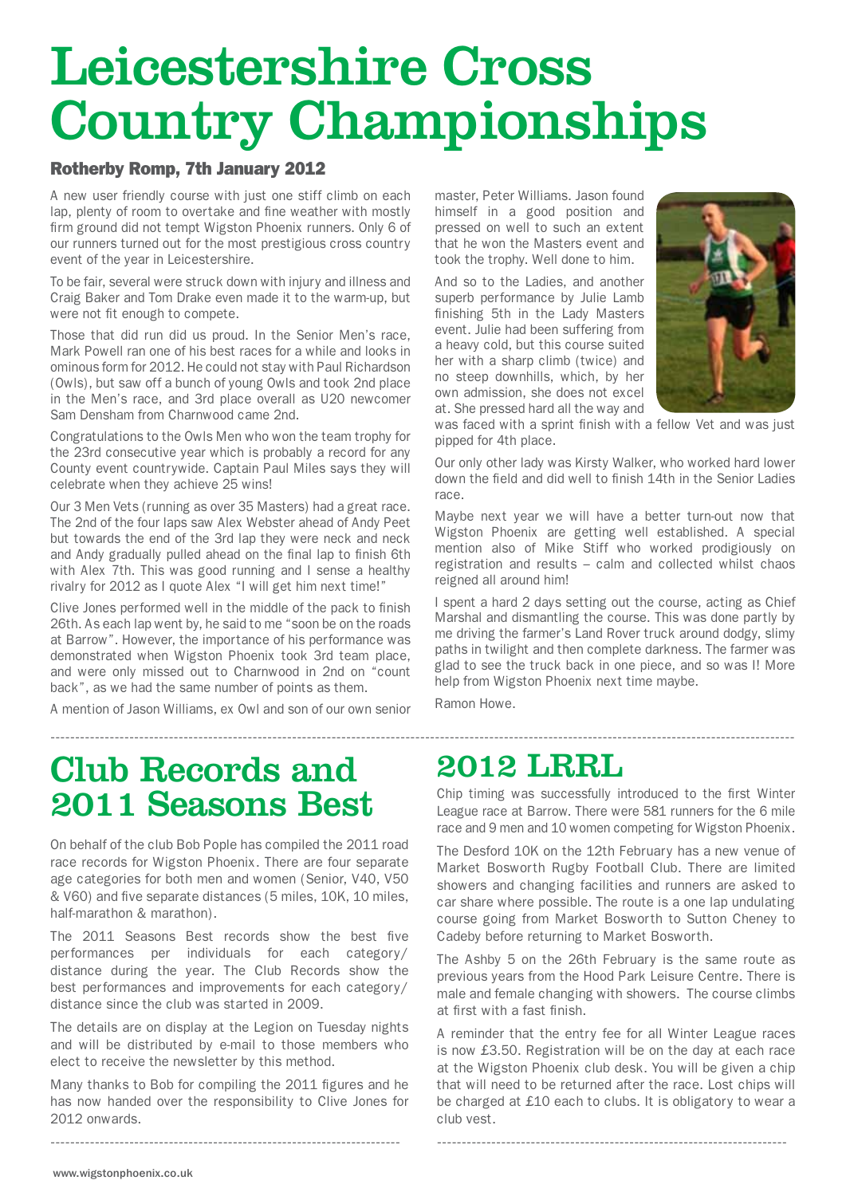# Leicestershire Cross Country Championships

## Rotherby Romp, 7th January 2012

A new user friendly course with just one stiff climb on each lap, plenty of room to overtake and fine weather with mostly firm ground did not tempt Wigston Phoenix runners. Only 6 of our runners turned out for the most prestigious cross country event of the year in Leicestershire.

To be fair, several were struck down with injury and illness and Craig Baker and Tom Drake even made it to the warm-up, but were not fit enough to compete.

Those that did run did us proud. In the Senior Men's race, Mark Powell ran one of his best races for a while and looks in ominous form for 2012. He could not stay with Paul Richardson (Owls), but saw off a bunch of young Owls and took 2nd place in the Men's race, and 3rd place overall as U20 newcomer Sam Densham from Charnwood came 2nd.

Congratulations to the Owls Men who won the team trophy for the 23rd consecutive year which is probably a record for any County event countrywide. Captain Paul Miles says they will celebrate when they achieve 25 wins!

Our 3 Men Vets (running as over 35 Masters) had a great race. The 2nd of the four laps saw Alex Webster ahead of Andy Peet but towards the end of the 3rd lap they were neck and neck and Andy gradually pulled ahead on the final lap to finish 6th with Alex 7th. This was good running and I sense a healthy rivalry for 2012 as I quote Alex "I will get him next time!"

Clive Jones performed well in the middle of the pack to finish 26th. As each lap went by, he said to me "soon be on the roads at Barrow". However, the importance of his performance was demonstrated when Wigston Phoenix took 3rd team place, and were only missed out to Charnwood in 2nd on "count back", as we had the same number of points as them.

A mention of Jason Williams, ex Owl and son of our own senior master, Peter Williams. Jason found himself in a good position and pressed on well to such an extent that he won the Masters event and took the trophy. Well done to him.

And so to the Ladies, and another superb performance by Julie Lamb finishing 5th in the Lady Masters event. Julie had been suffering from a heavy cold, but this course suited her with a sharp climb (twice) and no steep downhills, which, by her own admission, she does not excel at. She pressed hard all the way and was faced with a sprint finish with a fellow Vet and was just pipped for 4th place.

Our only other lady was Kirsty Walker, who worked hard lower down the field and did well to finish 14th in the Senior Ladies race.

Maybe next year we will have a better turn-out now that Wigston Phoenix are getting well established. A special mention also of Mike Stiff who worked prodigiously on registration and results – calm and collected whilst chaos reigned all around him!

I spent a hard 2 days setting out the course, acting as Chief Marshal and dismantling the course. This was done partly by me driving the farmer's Land Rover truck around dodgy, slimy paths in twilight and then complete darkness. The farmer was glad to see the truck back in one piece, and so was I! More help from Wigston Phoenix next time maybe.

Ramon Howe.

# Club Records and 2011 Seasons Best

On behalf of the club Bob Pople has compiled the 2011 road race records for Wigston Phoenix. There are four separate age categories for both men and women (Senior, V40, V50 & V60) and five separate distances (5 miles, 10K, 10 miles, half-marathon & marathon).

The 2011 Seasons Best records show the best five performances per individuals for each category/ distance during the year. The Club Records show the best performances and improvements for each category/ distance since the club was started in 2009.

The details are on display at the Legion on Tuesday nights and will be distributed by e-mail to those members who elect to receive the newsletter by this method.

Many thanks to Bob for compiling the 2011 figures and he has now handed over the responsibility to Clive Jones for 2012 onwards.

# 2012 LRRL

Chip timing was successfully introduced to the first Winter League race at Barrow. There were 581 runners for the 6 mile race and 9 men and 10 women competing for Wigston Phoenix.

The Desford 10K on the 12th February has a new venue of Market Bosworth Rugby Football Club. There are limited showers and changing facilities and runners are asked to car share where possible. The route is a one lap undulating course going from Market Bosworth to Sutton Cheney to Cadeby before returning to Market Bosworth.

The Ashby 5 on the 26th February is the same route as previous years from the Hood Park Leisure Centre. There is male and female changing with showers. The course climbs at first with a fast finish.

A reminder that the entry fee for all Winter League races is now £3.50. Registration will be on the day at each race at the Wigston Phoenix club desk. You will be given a chip that will need to be returned after the race. Lost chips will be charged at £10 each to clubs. It is obligatory to wear a club vest.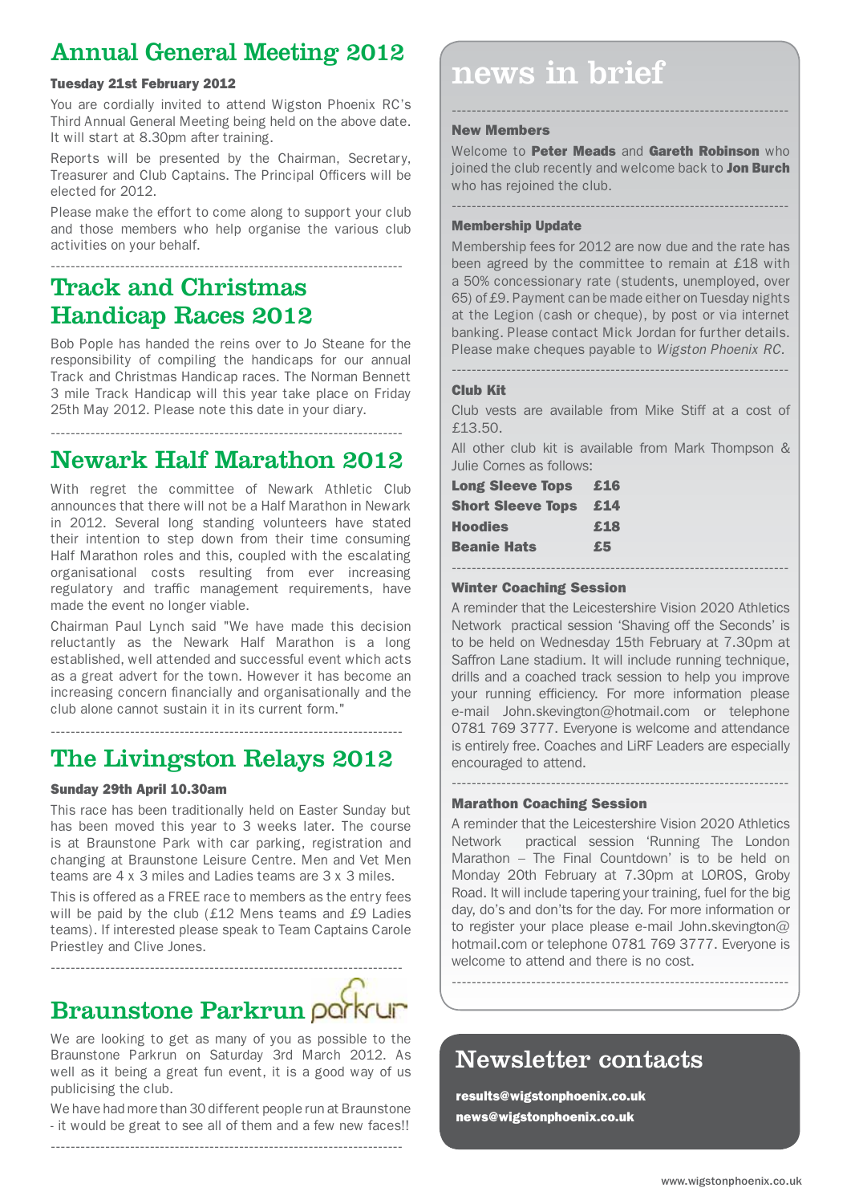# Annual General Meeting 2012

**Tuesday 21st February 2012**

You are cordially invited to attend Wigston Phoenix RC's Third Annual General Meeting being held on the above date. It will start at 8.30pm after training.

Reports will be presented by the Chairman, Secretary, Treasurer and Club Captains. The Principal Officers will be elected for 2012.

Please make the effort to come along to support your club and those members who help organise the various club activities on your behalf.

---

# Track and Christmas Handicap Races 2012

Bob Pople has handed the reins over to Jo Steane for the responsibility of compiling the handicaps for our annual Track and Christmas Handicap races. The Norman Bennett 3 mile Track Handicap will this year take place on Friday 25th May 2012. Please note this date in your diary.

---

# Newark Half Marathon 2012

With regret the committee of Newark Athletic Club announces that there will not be a Half Marathon in Newark in 2012. Several long standing volunteers have stated their intention to step down from their time consuming Half Marathon roles and this, coupled with the escalating organisational costs resulting from ever increasing regulatory and traffic management requirements, have made the event no longer viable.

Chairman Paul Lynch said "We have made this decision reluctantly as the Newark Half Marathon is a long established, well attended and successful event which acts as a great advert for the town. However it has become an increasing concern financially and organisationally and the club alone cannot sustain it in its current form."

---

# The Livingston Relays 2012

**Sunday 29th April 10.30am**

This race has been traditionally held on Easter Sunday but has been moved this year to 3 weeks later. The course is at Braunstone Park with car parking, registration and changing at Braunstone Leisure Centre. Men and Vet Men teams are 4 x 3 miles and Ladies teams are 3 x 3 miles.

This is offered as a FREE race to members as the entry fees will be paid by the club (£12 Mens teams and £9 Ladies teams). If interested please speak to Team Captains Carole Priestley and Clive Jones.

---

# Braunstone Parkrun

We are looking to get as many of you as possible to the Braunstone Parkrun on Saturday 3rd March 2012. As well as it being a great fun event, it is a good way of us publicising the club.

We have had more than 30 different people run at Braunstone - it would be great to see all of them and a few new faces!!

---

# news in brief

### New Members

Welcome to **Peter Meads** and **Gareth Robinson** who joined the club recently and welcome back to **Jon Burch** who has rejoined the club.

### Membership Update

Membership fees for 2012 are now due and the rate has been agreed by the committee to remain at £18 with a 50% concessionary rate (students, unemployed, over 65) of £9. Payment can be made either on Tuesday nights at the Legion (cash or cheque), by post or via internet banking. Please contact Mick Jordan for further details. Please make cheques payable to *Wigston Phoenix RC*.

### Club Kit

Club vests are available from Mike Stiff at a cost of £13.50.

All other club kit is available from Mark Thompson & Julie Cornes as follows:

| Item | Price |
|---|---|
| **Long Sleeve Tops** | **£16** |
| **Short Sleeve Tops** | **£14** |
| **Hoodies** | **£18** |
| **Beanie Hats** | **£5** |

### Winter Coaching Session

A reminder that the Leicestershire Vision 2020 Athletics Network practical session 'Shaving off the Seconds' is to be held on Wednesday 15th February at 7.30pm at Saffron Lane stadium. It will include running technique, drills and a coached track session to help you improve your running efficiency. For more information please e-mail John.skevington@hotmail.com or telephone 0781 769 3777. Everyone is welcome and attendance is entirely free. Coaches and LiRF Leaders are especially encouraged to attend.

### Marathon Coaching Session

A reminder that the Leicestershire Vision 2020 Athletics Network practical session 'Running The London Marathon – The Final Countdown' is to be held on Monday 20th February at 7.30pm at LOROS, Groby Road. It will include tapering your training, fuel for the big day, do's and don'ts for the day. For more information or to register your place please e-mail John.skevington@hotmail.com or telephone 0781 769 3777. Everyone is welcome to attend and there is no cost.

## Newsletter contacts

**results@wigstonphoenix.co.uk**
**news@wigstonphoenix.co.uk**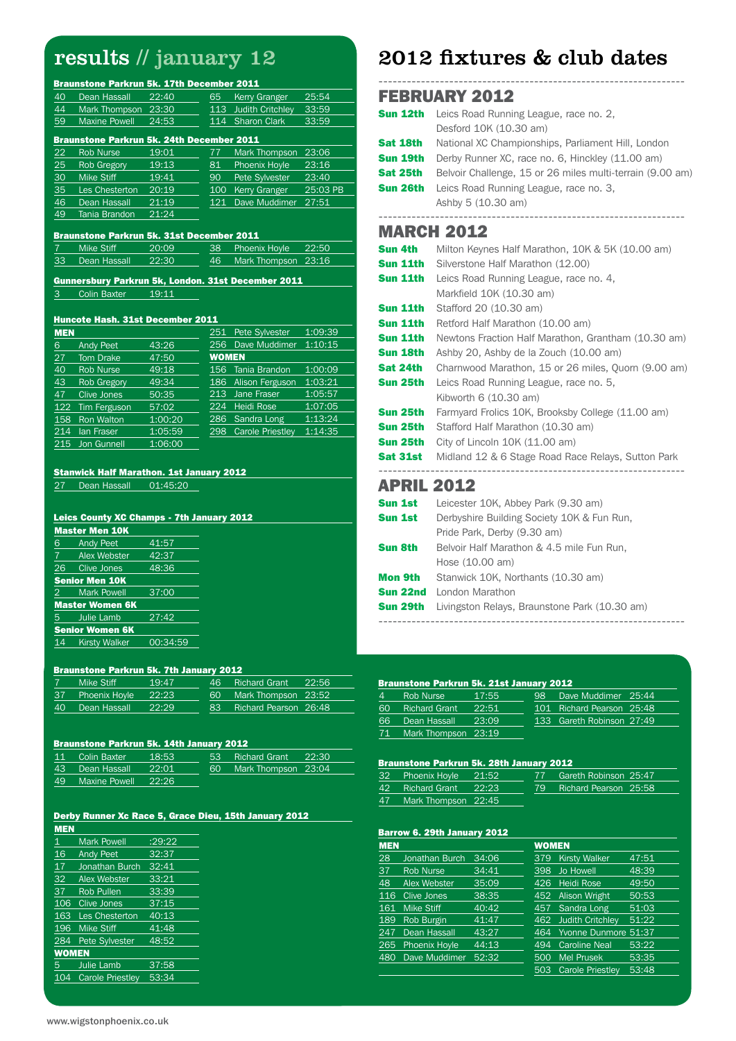# results // january 12

### Braunstone Parkrun 5k. 17th December 2011

| | | | | | |
|---|---|---|---|---|---|
| 40 | Dean Hassall | 22:40 | 65 | Kerry Granger | 25:54 |
| 44 | Mark Thompson | 23:30 | 113 | Judith Critchley | 33:59 |
| 59 | Maxine Powell | 24:53 | 114 | Sharon Clark | 33:59 |

### Braunstone Parkrun 5k. 24th December 2011

| | | | | | |
|---|---|---|---|---|---|
| 22 | Rob Nurse | 19:01 | 77 | Mark Thompson | 23:06 |
| 25 | Rob Gregory | 19:13 | 81 | Phoenix Hoyle | 23:16 |
| 30 | Mike Stiff | 19:41 | 90 | Pete Sylvester | 23:40 |
| 35 | Les Chesterton | 20:19 | 100 | Kerry Granger | 25:03 PB |
| 46 | Dean Hassall | 21:19 | 121 | Dave Muddimer | 27:51 |
| 49 | Tania Brandon | 21:24 | | | |

### Braunstone Parkrun 5k. 31st December 2011

| | | | | | |
|---|---|---|---|---|---|
| 7 | Mike Stiff | 20:09 | 38 | Phoenix Hoyle | 22:50 |
| 33 | Dean Hassall | 22:30 | 46 | Mark Thompson | 23:16 |

### Gunnersbury Parkrun 5k, London. 31st December 2011

| | | |
|---|---|---|
| 3 | Colin Baxter | 19:11 |

### Huncote Hash. 31st December 2011

| | | | | | |
|---|---|---|---|---|---|
| **MEN** | | | 251 | Pete Sylvester | 1:09:39 |
| 6 | Andy Peet | 43:26 | 256 | Dave Muddimer | 1:10:15 |
| 27 | Tom Drake | 47:50 | **WOMEN** | | |
| 40 | Rob Nurse | 49:18 | 156 | Tania Brandon | 1:00:09 |
| 43 | Rob Gregory | 49:34 | 186 | Alison Ferguson | 1:03:21 |
| 47 | Clive Jones | 50:35 | 213 | Jane Fraser | 1:05:57 |
| 122 | Tim Ferguson | 57:02 | 224 | Heidi Rose | 1:07:05 |
| 158 | Ron Walton | 1:00:20 | 286 | Sandra Long | 1:13:24 |
| 214 | Ian Fraser | 1:05:59 | 298 | Carole Priestley | 1:14:35 |
| 215 | Jon Gunnell | 1:06:00 | | | |

### Stanwick Half Marathon. 1st January 2012

| | | |
|---|---|---|
| 27 | Dean Hassall | 01:45:20 |

### Leics County XC Champs - 7th January 2012

| | | |
|---|---|---|
| **Master Men 10K** | | |
| 6 | Andy Peet | 41:57 |
| 7 | Alex Webster | 42:37 |
| 26 | Clive Jones | 48:36 |
| **Senior Men 10K** | | |
| 2 | Mark Powell | 37:00 |
| **Master Women 6K** | | |
| 5 | Julie Lamb | 27:42 |
| **Senior Women 6K** | | |
| 14 | Kirsty Walker | 00:34:59 |

### Braunstone Parkrun 5k. 7th January 2012

| | | | | | |
|---|---|---|---|---|---|
| 7 | Mike Stiff | 19:47 | 46 | Richard Grant | 22:56 |
| 37 | Phoenix Hoyle | 22:23 | 60 | Mark Thompson | 23:52 |
| 40 | Dean Hassall | 22:29 | 83 | Richard Pearson | 26:48 |

### Braunstone Parkrun 5k. 14th January 2012

| | | | | | |
|---|---|---|---|---|---|
| 11 | Colin Baxter | 18:53 | 53 | Richard Grant | 22:30 |
| 43 | Dean Hassall | 22:01 | 60 | Mark Thompson | 23:04 |
| 49 | Maxine Powell | 22:26 | | | |

### Derby Runner Xc Race 5, Grace Dieu, 15th January 2012

| | | |
|---|---|---|
| **MEN** | | |
| 1 | Mark Powell | :29:22 |
| 16 | Andy Peet | 32:37 |
| 17 | Jonathan Burch | 32:41 |
| 32 | Alex Webster | 33:21 |
| 37 | Rob Pullen | 33:39 |
| 106 | Clive Jones | 37:15 |
| 163 | Les Chesterton | 40:13 |
| 196 | Mike Stiff | 41:48 |
| 284 | Pete Sylvester | 48:52 |
| **WOMEN** | | |
| 5 | Julie Lamb | 37:58 |
| 104 | Carole Priestley | 53:34 |

### Braunstone Parkrun 5k. 21st January 2012

| | | | | | |
|---|---|---|---|---|---|
| 4 | Rob Nurse | 17:55 | 98 | Dave Muddimer | 25:44 |
| 60 | Richard Grant | 22:51 | 101 | Richard Pearson | 25:48 |
| 66 | Dean Hassall | 23:09 | 133 | Gareth Robinson | 27:49 |
| 71 | Mark Thompson | 23:19 | | | |

### Braunstone Parkrun 5k. 28th January 2012

| | | | | | |
|---|---|---|---|---|---|
| 32 | Phoenix Hoyle | 21:52 | 77 | Gareth Robinson | 25:47 |
| 42 | Richard Grant | 22:23 | 79 | Richard Pearson | 25:58 |
| 47 | Mark Thompson | 22:45 | | | |

### Barrow 6. 29th January 2012

| | | | | | |
|---|---|---|---|---|---|
| **MEN** | | | **WOMEN** | | |
| 28 | Jonathan Burch | 34:06 | 379 | Kirsty Walker | 47:51 |
| 37 | Rob Nurse | 34:41 | 398 | Jo Howell | 48:39 |
| 48 | Alex Webster | 35:09 | 426 | Heidi Rose | 49:50 |
| 116 | Clive Jones | 38:35 | 452 | Alison Wright | 50:53 |
| 161 | Mike Stiff | 40:42 | 457 | Sandra Long | 51:03 |
| 189 | Rob Burgin | 41:47 | 462 | Judith Critchley | 51:22 |
| 247 | Dean Hassall | 43:27 | 464 | Yvonne Dunmore | 51:37 |
| 265 | Phoenix Hoyle | 44:13 | 494 | Caroline Neal | 53:22 |
| 480 | Dave Muddimer | 52:32 | 500 | Mel Prusek | 53:35 |
| | | | 503 | Carole Priestley | 53:48 |

# 2012 fixtures & club dates

## FEBRUARY 2012

- **Sun 12th** Leics Road Running League, race no. 2, Desford 10K (10.30 am)
- **Sat 18th** National XC Championships, Parliament Hill, London
- **Sun 19th** Derby Runner XC, race no. 6, Hinckley (11.00 am)
- **Sat 25th** Belvoir Challenge, 15 or 26 miles multi-terrain (9.00 am)
- **Sun 26th** Leics Road Running League, race no. 3, Ashby 5 (10.30 am)

## MARCH 2012

- **Sun 4th** Milton Keynes Half Marathon, 10K & 5K (10.00 am)
- **Sun 11th** Silverstone Half Marathon (12.00)
- **Sun 11th** Leics Road Running League, race no. 4, Markfield 10K (10.30 am)
- **Sun 11th** Stafford 20 (10.30 am)
- **Sun 11th** Retford Half Marathon (10.00 am)
- **Sun 11th** Newtons Fraction Half Marathon, Grantham (10.30 am)
- **Sun 18th** Ashby 20, Ashby de la Zouch (10.00 am)
- **Sat 24th** Charnwood Marathon, 15 or 26 miles, Quorn (9.00 am)
- **Sun 25th** Leics Road Running League, race no. 5, Kibworth 6 (10.30 am)
- **Sun 25th** Farmyard Frolics 10K, Brooksby College (11.00 am)
- **Sun 25th** Stafford Half Marathon (10.30 am)
- **Sun 25th** City of Lincoln 10K (11.00 am)
- **Sat 31st** Midland 12 & 6 Stage Road Race Relays, Sutton Park

## APRIL 2012

- **Sun 1st** Leicester 10K, Abbey Park (9.30 am)
- **Sun 1st** Derbyshire Building Society 10K & Fun Run, Pride Park, Derby (9.30 am)
- **Sun 8th** Belvoir Half Marathon & 4.5 mile Fun Run, Hose (10.00 am)
- **Mon 9th** Stanwick 10K, Northants (10.30 am)
- **Sun 22nd** London Marathon
- **Sun 29th** Livingston Relays, Braunstone Park (10.30 am)

www.wigstonphoenix.co.uk